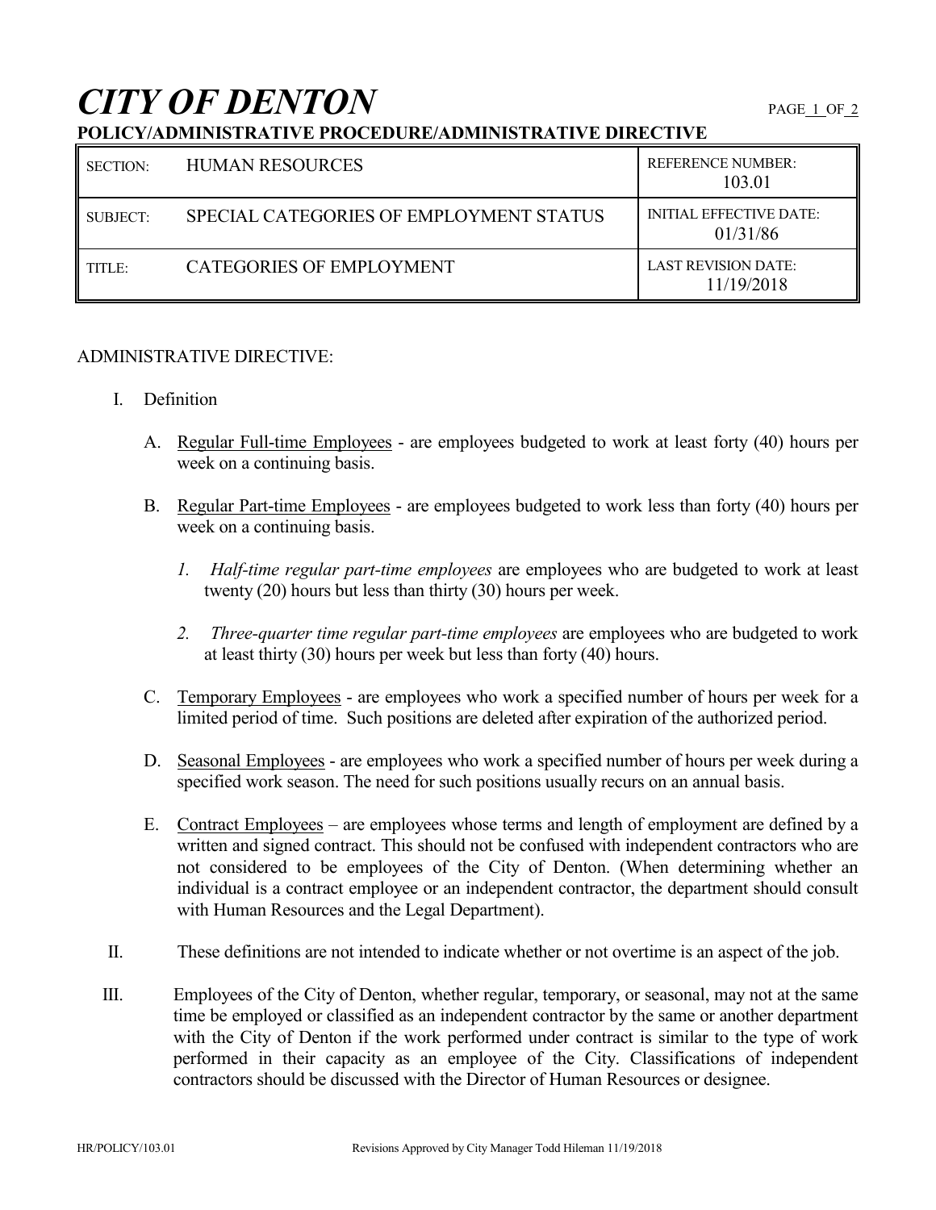# *CITY OF DENTON*

**POLICY/ADMINISTRATIVE PROCEDURE/ADMINISTRATIVE DIRECTIVE**

| SECTION: | HUMAN RESOURCES | REFERENCE NUMBER: 103.01 |
|---|---|---|
| SUBJECT: | SPECIAL CATEGORIES OF EMPLOYMENT STATUS | INITIAL EFFECTIVE DATE: 01/31/86 |
| TITLE: | CATEGORIES OF EMPLOYMENT | LAST REVISION DATE: 11/19/2018 |

ADMINISTRATIVE DIRECTIVE:

I. Definition

   A. Regular Full-time Employees - are employees budgeted to work at least forty (40) hours per week on a continuing basis.

   B. Regular Part-time Employees - are employees budgeted to work less than forty (40) hours per week on a continuing basis.

      *1. Half-time regular part-time employees* are employees who are budgeted to work at least twenty (20) hours but less than thirty (30) hours per week.

      *2. Three-quarter time regular part-time employees* are employees who are budgeted to work at least thirty (30) hours per week but less than forty (40) hours.

   C. Temporary Employees - are employees who work a specified number of hours per week for a limited period of time. Such positions are deleted after expiration of the authorized period.

   D. Seasonal Employees - are employees who work a specified number of hours per week during a specified work season. The need for such positions usually recurs on an annual basis.

   E. Contract Employees – are employees whose terms and length of employment are defined by a written and signed contract. This should not be confused with independent contractors who are not considered to be employees of the City of Denton. (When determining whether an individual is a contract employee or an independent contractor, the department should consult with Human Resources and the Legal Department).

II. These definitions are not intended to indicate whether or not overtime is an aspect of the job.

III. Employees of the City of Denton, whether regular, temporary, or seasonal, may not at the same time be employed or classified as an independent contractor by the same or another department with the City of Denton if the work performed under contract is similar to the type of work performed in their capacity as an employee of the City. Classifications of independent contractors should be discussed with the Director of Human Resources or designee.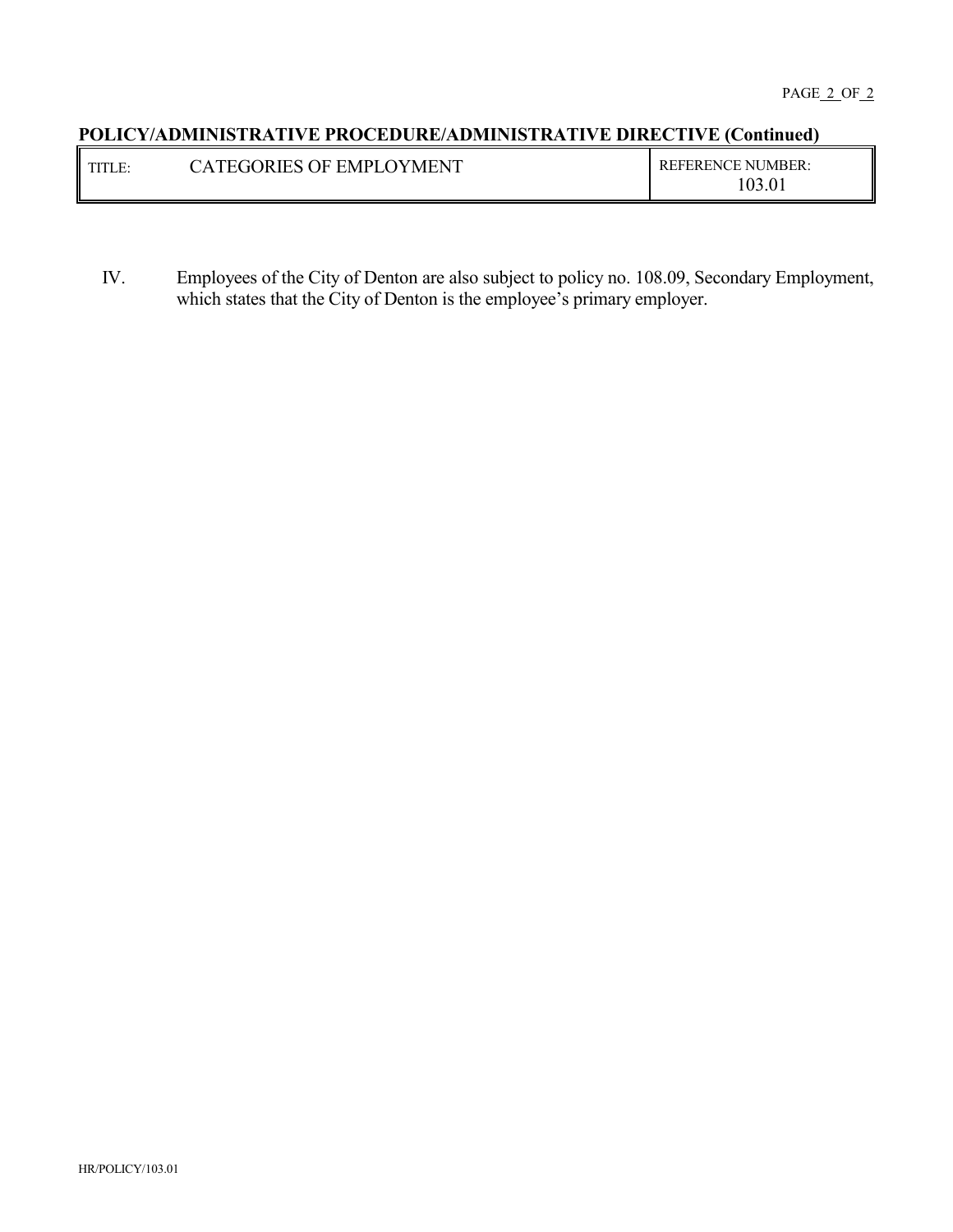**POLICY/ADMINISTRATIVE PROCEDURE/ADMINISTRATIVE DIRECTIVE (Continued)**

| TITLE: | CATEGORIES OF EMPLOYMENT | REFERENCE NUMBER: 103.01 |
|---|---|---|

IV. Employees of the City of Denton are also subject to policy no. 108.09, Secondary Employment, which states that the City of Denton is the employee's primary employer.